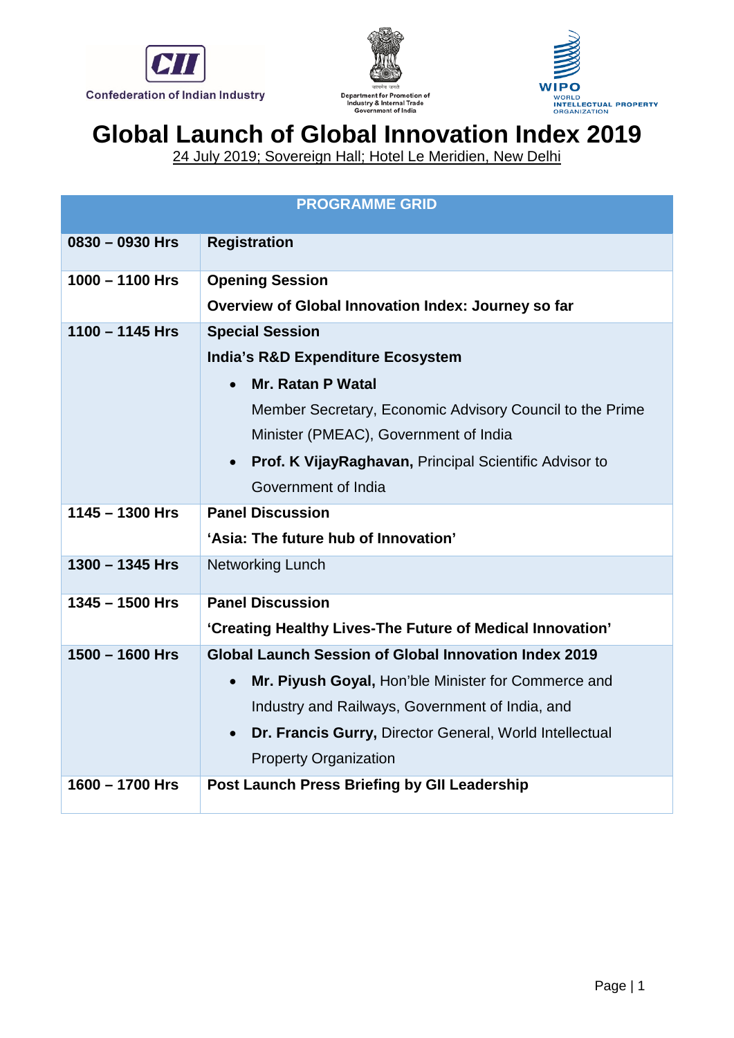Confederation of Indian Industry

Department for Promotion of Industry & Internal Trade Government of India

WIPO WORLD INTELLECTUAL PROPERTY ORGANIZATION

# Global Launch of Global Innovation Index 2019

24 July 2019; Sovereign Hall; Hotel Le Meridien, New Delhi

| PROGRAMME GRID | |
|---|---|
| **0830 – 0930 Hrs** | **Registration** |
| **1000 – 1100 Hrs** | **Opening Session**<br>**Overview of Global Innovation Index: Journey so far** |
| **1100 – 1145 Hrs** | **Special Session**<br>**India's R&D Expenditure Ecosystem**<br>• **Mr. Ratan P Watal**<br>Member Secretary, Economic Advisory Council to the Prime Minister (PMEAC), Government of India<br>• **Prof. K VijayRaghavan,** Principal Scientific Advisor to Government of India |
| **1145 – 1300 Hrs** | **Panel Discussion**<br>**'Asia: The future hub of Innovation'** |
| **1300 – 1345 Hrs** | Networking Lunch |
| **1345 – 1500 Hrs** | **Panel Discussion**<br>**'Creating Healthy Lives-The Future of Medical Innovation'** |
| **1500 – 1600 Hrs** | **Global Launch Session of Global Innovation Index 2019**<br>• **Mr. Piyush Goyal,** Hon'ble Minister for Commerce and Industry and Railways, Government of India, and<br>• **Dr. Francis Gurry,** Director General, World Intellectual Property Organization |
| **1600 – 1700 Hrs** | **Post Launch Press Briefing by GII Leadership** |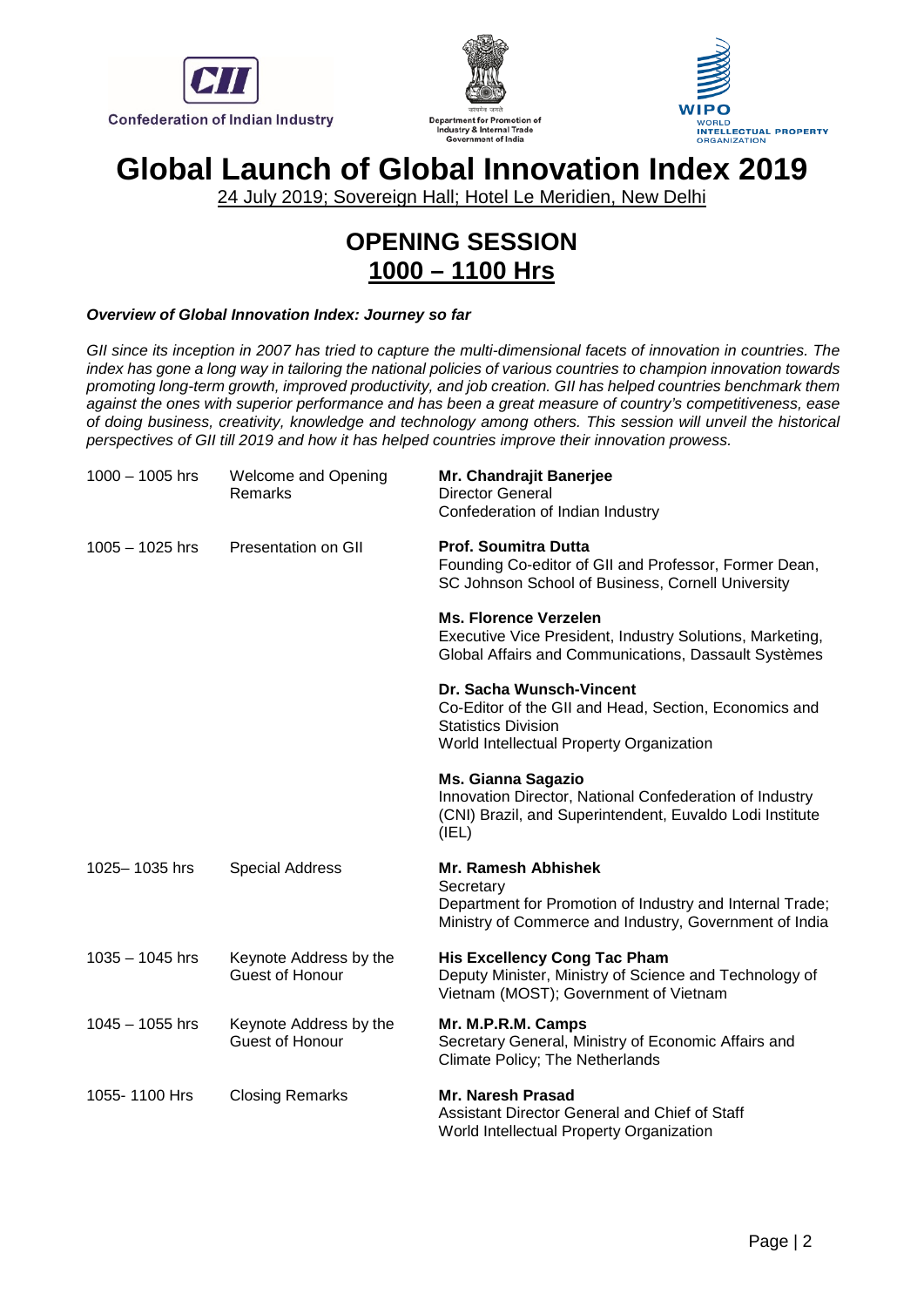Confederation of Indian Industry

Department for Promotion of Industry & Internal Trade Government of India

WIPO WORLD INTELLECTUAL PROPERTY ORGANIZATION

# Global Launch of Global Innovation Index 2019

24 July 2019; Sovereign Hall; Hotel Le Meridien, New Delhi

## OPENING SESSION

## 1000 – 1100 Hrs

***Overview of Global Innovation Index: Journey so far***

*GII since its inception in 2007 has tried to capture the multi-dimensional facets of innovation in countries. The index has gone a long way in tailoring the national policies of various countries to champion innovation towards promoting long-term growth, improved productivity, and job creation. GII has helped countries benchmark them against the ones with superior performance and has been a great measure of country's competitiveness, ease of doing business, creativity, knowledge and technology among others. This session will unveil the historical perspectives of GII till 2019 and how it has helped countries improve their innovation prowess.*

| Time | Session | Speaker |
|---|---|---|
| 1000 – 1005 hrs | Welcome and Opening Remarks | **Mr. Chandrajit Banerjee**<br>Director General<br>Confederation of Indian Industry |
| 1005 – 1025 hrs | Presentation on GII | **Prof. Soumitra Dutta**<br>Founding Co-editor of GII and Professor, Former Dean, SC Johnson School of Business, Cornell University |
| | | **Ms. Florence Verzelen**<br>Executive Vice President, Industry Solutions, Marketing, Global Affairs and Communications, Dassault Systèmes |
| | | **Dr. Sacha Wunsch-Vincent**<br>Co-Editor of the GII and Head, Section, Economics and Statistics Division<br>World Intellectual Property Organization |
| | | **Ms. Gianna Sagazio**<br>Innovation Director, National Confederation of Industry (CNI) Brazil, and Superintendent, Euvaldo Lodi Institute (IEL) |
| 1025– 1035 hrs | Special Address | **Mr. Ramesh Abhishek**<br>Secretary<br>Department for Promotion of Industry and Internal Trade; Ministry of Commerce and Industry, Government of India |
| 1035 – 1045 hrs | Keynote Address by the Guest of Honour | **His Excellency Cong Tac Pham**<br>Deputy Minister, Ministry of Science and Technology of Vietnam (MOST); Government of Vietnam |
| 1045 – 1055 hrs | Keynote Address by the Guest of Honour | **Mr. M.P.R.M. Camps**<br>Secretary General, Ministry of Economic Affairs and Climate Policy; The Netherlands |
| 1055- 1100 Hrs | Closing Remarks | **Mr. Naresh Prasad**<br>Assistant Director General and Chief of Staff<br>World Intellectual Property Organization |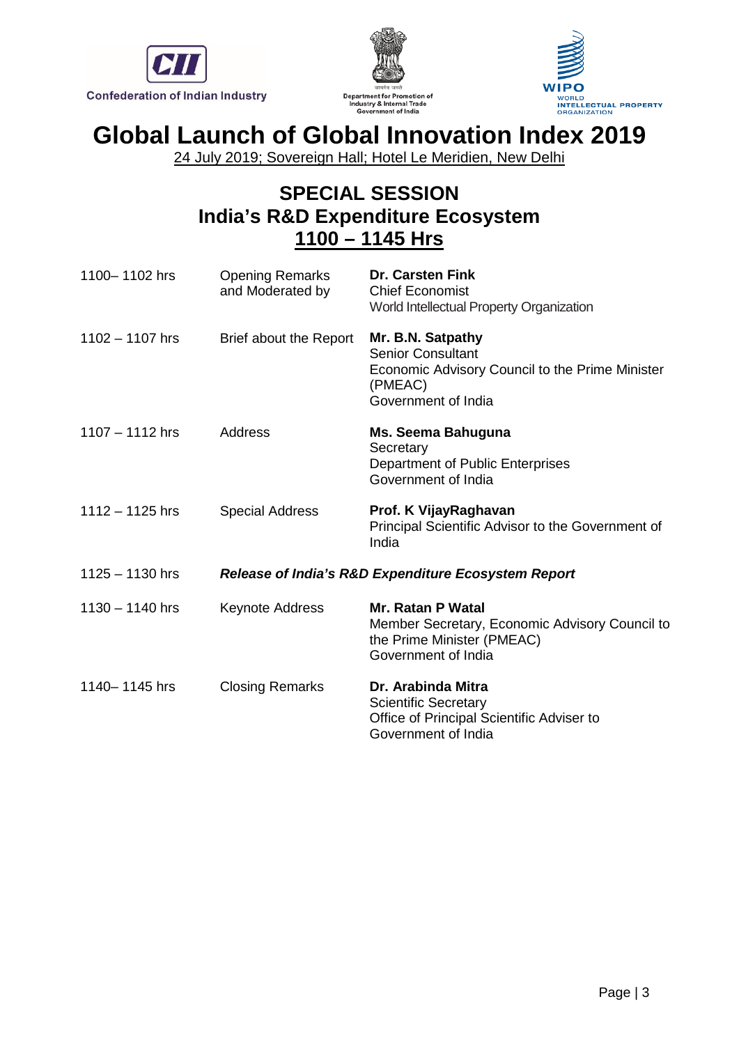Confederation of Indian Industry

Department for Promotion of Industry & Internal Trade
Government of India

WIPO
WORLD INTELLECTUAL PROPERTY ORGANIZATION

# Global Launch of Global Innovation Index 2019

24 July 2019; Sovereign Hall; Hotel Le Meridien, New Delhi

## SPECIAL SESSION
## India's R&D Expenditure Ecosystem
## 1100 – 1145 Hrs

| | | |
|---|---|---|
| 1100– 1102 hrs | Opening Remarks and Moderated by | **Dr. Carsten Fink**<br>Chief Economist<br>World Intellectual Property Organization |
| 1102 – 1107 hrs | Brief about the Report | **Mr. B.N. Satpathy**<br>Senior Consultant<br>Economic Advisory Council to the Prime Minister (PMEAC)<br>Government of India |
| 1107 – 1112 hrs | Address | **Ms. Seema Bahuguna**<br>Secretary<br>Department of Public Enterprises<br>Government of India |
| 1112 – 1125 hrs | Special Address | **Prof. K VijayRaghavan**<br>Principal Scientific Advisor to the Government of India |
| 1125 – 1130 hrs | ***Release of India's R&D Expenditure Ecosystem Report*** | |
| 1130 – 1140 hrs | Keynote Address | **Mr. Ratan P Watal**<br>Member Secretary, Economic Advisory Council to the Prime Minister (PMEAC)<br>Government of India |
| 1140– 1145 hrs | Closing Remarks | **Dr. Arabinda Mitra**<br>Scientific Secretary<br>Office of Principal Scientific Adviser to Government of India |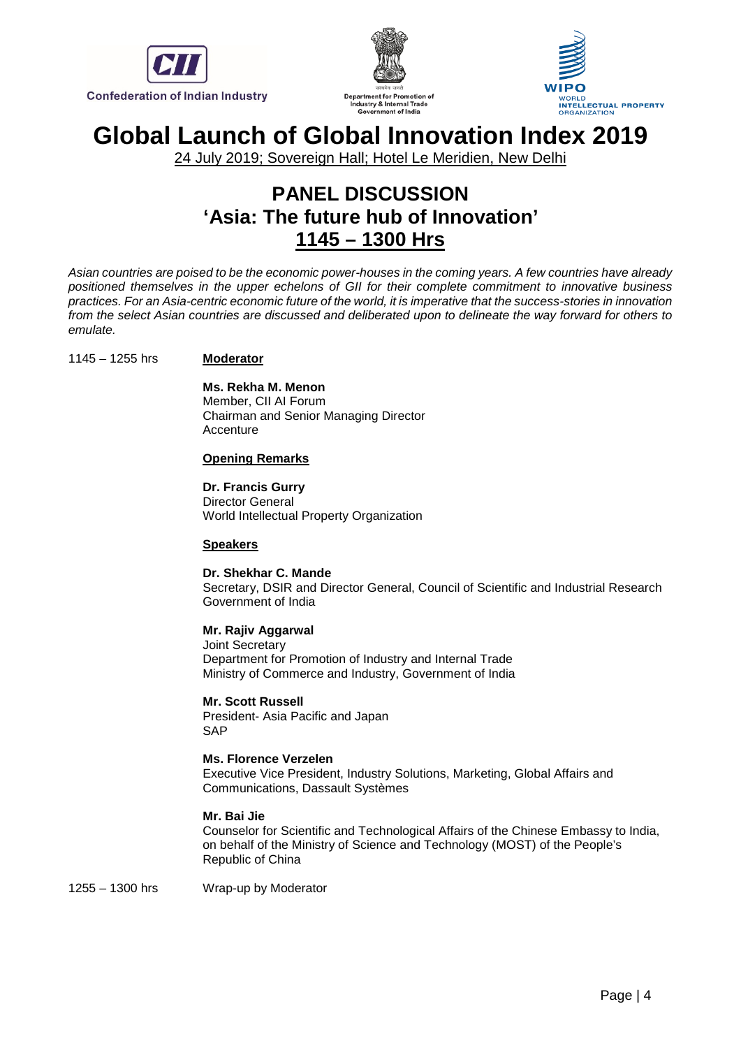Confederation of Indian Industry

Department for Promotion of Industry & Internal Trade
Government of India

WIPO
WORLD INTELLECTUAL PROPERTY ORGANIZATION

# Global Launch of Global Innovation Index 2019

24 July 2019; Sovereign Hall; Hotel Le Meridien, New Delhi

## PANEL DISCUSSION
## 'Asia: The future hub of Innovation'
## 1145 – 1300 Hrs

*Asian countries are poised to be the economic power-houses in the coming years. A few countries have already positioned themselves in the upper echelons of GII for their complete commitment to innovative business practices. For an Asia-centric economic future of the world, it is imperative that the success-stories in innovation from the select Asian countries are discussed and deliberated upon to delineate the way forward for others to emulate.*

1145 – 1255 hrs

**Moderator**

**Ms. Rekha M. Menon**
Member, CII AI Forum
Chairman and Senior Managing Director
Accenture

**Opening Remarks**

**Dr. Francis Gurry**
Director General
World Intellectual Property Organization

**Speakers**

**Dr. Shekhar C. Mande**
Secretary, DSIR and Director General, Council of Scientific and Industrial Research
Government of India

**Mr. Rajiv Aggarwal**
Joint Secretary
Department for Promotion of Industry and Internal Trade
Ministry of Commerce and Industry, Government of India

**Mr. Scott Russell**
President- Asia Pacific and Japan
SAP

**Ms. Florence Verzelen**
Executive Vice President, Industry Solutions, Marketing, Global Affairs and Communications, Dassault Systèmes

**Mr. Bai Jie**
Counselor for Scientific and Technological Affairs of the Chinese Embassy to India, on behalf of the Ministry of Science and Technology (MOST) of the People's Republic of China

1255 – 1300 hrs Wrap-up by Moderator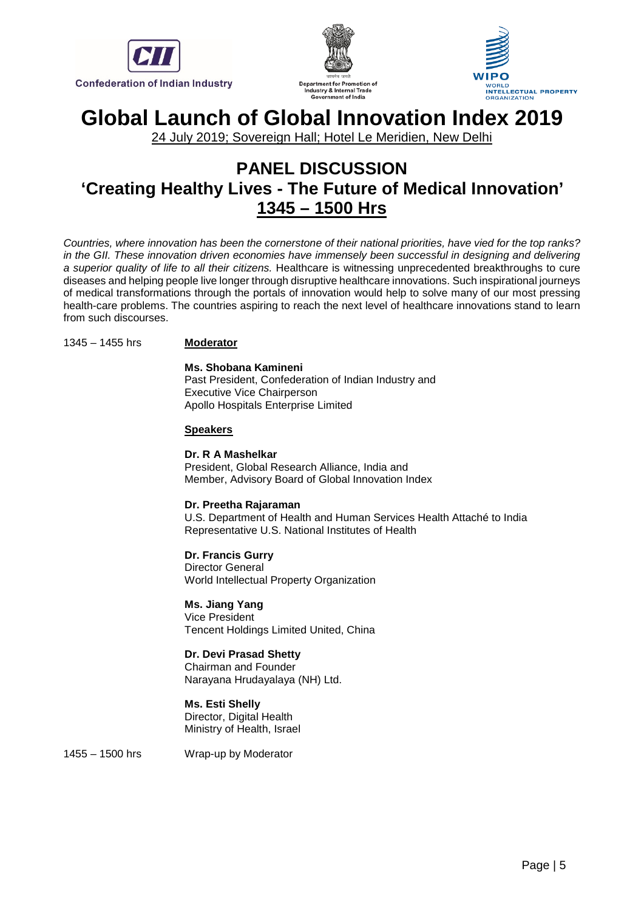Confederation of Indian Industry

Department for Promotion of Industry & Internal Trade
Government of India

WIPO
WORLD INTELLECTUAL PROPERTY ORGANIZATION

# Global Launch of Global Innovation Index 2019

24 July 2019; Sovereign Hall; Hotel Le Meridien, New Delhi

## PANEL DISCUSSION
## 'Creating Healthy Lives - The Future of Medical Innovation'
## 1345 – 1500 Hrs

*Countries, where innovation has been the cornerstone of their national priorities, have vied for the top ranks? in the GII. These innovation driven economies have immensely been successful in designing and delivering a superior quality of life to all their citizens.* Healthcare is witnessing unprecedented breakthroughs to cure diseases and helping people live longer through disruptive healthcare innovations. Such inspirational journeys of medical transformations through the portals of innovation would help to solve many of our most pressing health-care problems. The countries aspiring to reach the next level of healthcare innovations stand to learn from such discourses.

1345 – 1455 hrs

**Moderator**

**Ms. Shobana Kamineni**
Past President, Confederation of Indian Industry and
Executive Vice Chairperson
Apollo Hospitals Enterprise Limited

**Speakers**

**Dr. R A Mashelkar**
President, Global Research Alliance, India and
Member, Advisory Board of Global Innovation Index

**Dr. Preetha Rajaraman**
U.S. Department of Health and Human Services Health Attaché to India
Representative U.S. National Institutes of Health

**Dr. Francis Gurry**
Director General
World Intellectual Property Organization

**Ms. Jiang Yang**
Vice President
Tencent Holdings Limited United, China

**Dr. Devi Prasad Shetty**
Chairman and Founder
Narayana Hrudayalaya (NH) Ltd.

**Ms. Esti Shelly**
Director, Digital Health
Ministry of Health, Israel

1455 – 1500 hrs Wrap-up by Moderator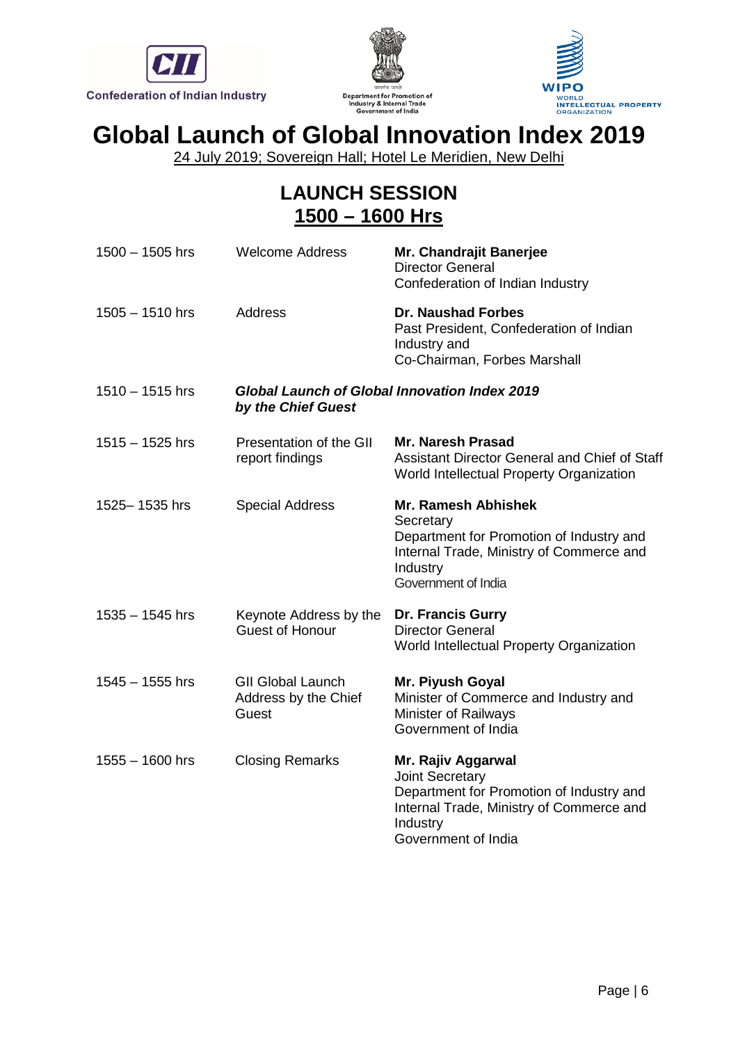Confederation of Indian Industry

Department for Promotion of Industry & Internal Trade
Government of India

WIPO
WORLD INTELLECTUAL PROPERTY ORGANIZATION

# Global Launch of Global Innovation Index 2019

24 July 2019; Sovereign Hall; Hotel Le Meridien, New Delhi

## LAUNCH SESSION
## 1500 – 1600 Hrs

| Time | Session | Speaker |
|---|---|---|
| 1500 – 1505 hrs | Welcome Address | **Mr. Chandrajit Banerjee**<br>Director General<br>Confederation of Indian Industry |
| 1505 – 1510 hrs | Address | **Dr. Naushad Forbes**<br>Past President, Confederation of Indian Industry and<br>Co-Chairman, Forbes Marshall |
| 1510 – 1515 hrs | ***Global Launch of Global Innovation Index 2019 by the Chief Guest*** | |
| 1515 – 1525 hrs | Presentation of the GII report findings | **Mr. Naresh Prasad**<br>Assistant Director General and Chief of Staff<br>World Intellectual Property Organization |
| 1525– 1535 hrs | Special Address | **Mr. Ramesh Abhishek**<br>Secretary<br>Department for Promotion of Industry and Internal Trade, Ministry of Commerce and Industry<br>Government of India |
| 1535 – 1545 hrs | Keynote Address by the Guest of Honour | **Dr. Francis Gurry**<br>Director General<br>World Intellectual Property Organization |
| 1545 – 1555 hrs | GII Global Launch Address by the Chief Guest | **Mr. Piyush Goyal**<br>Minister of Commerce and Industry and<br>Minister of Railways<br>Government of India |
| 1555 – 1600 hrs | Closing Remarks | **Mr. Rajiv Aggarwal**<br>Joint Secretary<br>Department for Promotion of Industry and Internal Trade, Ministry of Commerce and Industry<br>Government of India |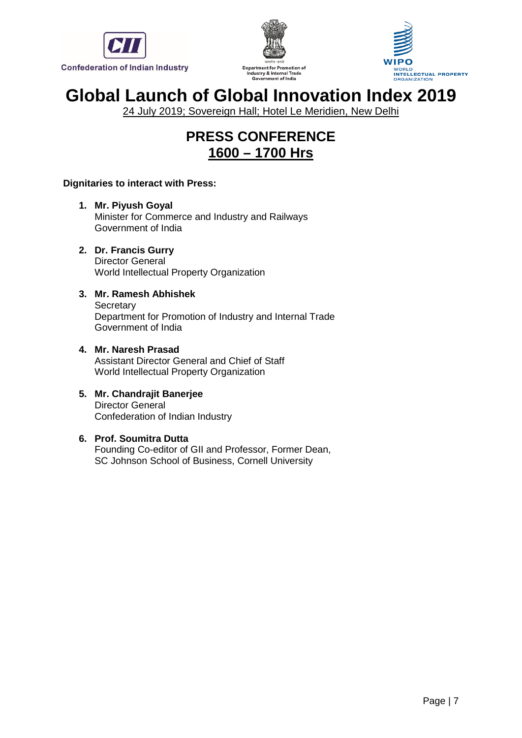Confederation of Indian Industry

Department for Promotion of Industry & Internal Trade Government of India

WIPO WORLD INTELLECTUAL PROPERTY ORGANIZATION

# Global Launch of Global Innovation Index 2019

24 July 2019; Sovereign Hall; Hotel Le Meridien, New Delhi

## PRESS CONFERENCE
## 1600 – 1700 Hrs

**Dignitaries to interact with Press:**

1. **Mr. Piyush Goyal**
   Minister for Commerce and Industry and Railways
   Government of India

2. **Dr. Francis Gurry**
   Director General
   World Intellectual Property Organization

3. **Mr. Ramesh Abhishek**
   Secretary
   Department for Promotion of Industry and Internal Trade
   Government of India

4. **Mr. Naresh Prasad**
   Assistant Director General and Chief of Staff
   World Intellectual Property Organization

5. **Mr. Chandrajit Banerjee**
   Director General
   Confederation of Indian Industry

6. **Prof. Soumitra Dutta**
   Founding Co-editor of GII and Professor, Former Dean,
   SC Johnson School of Business, Cornell University